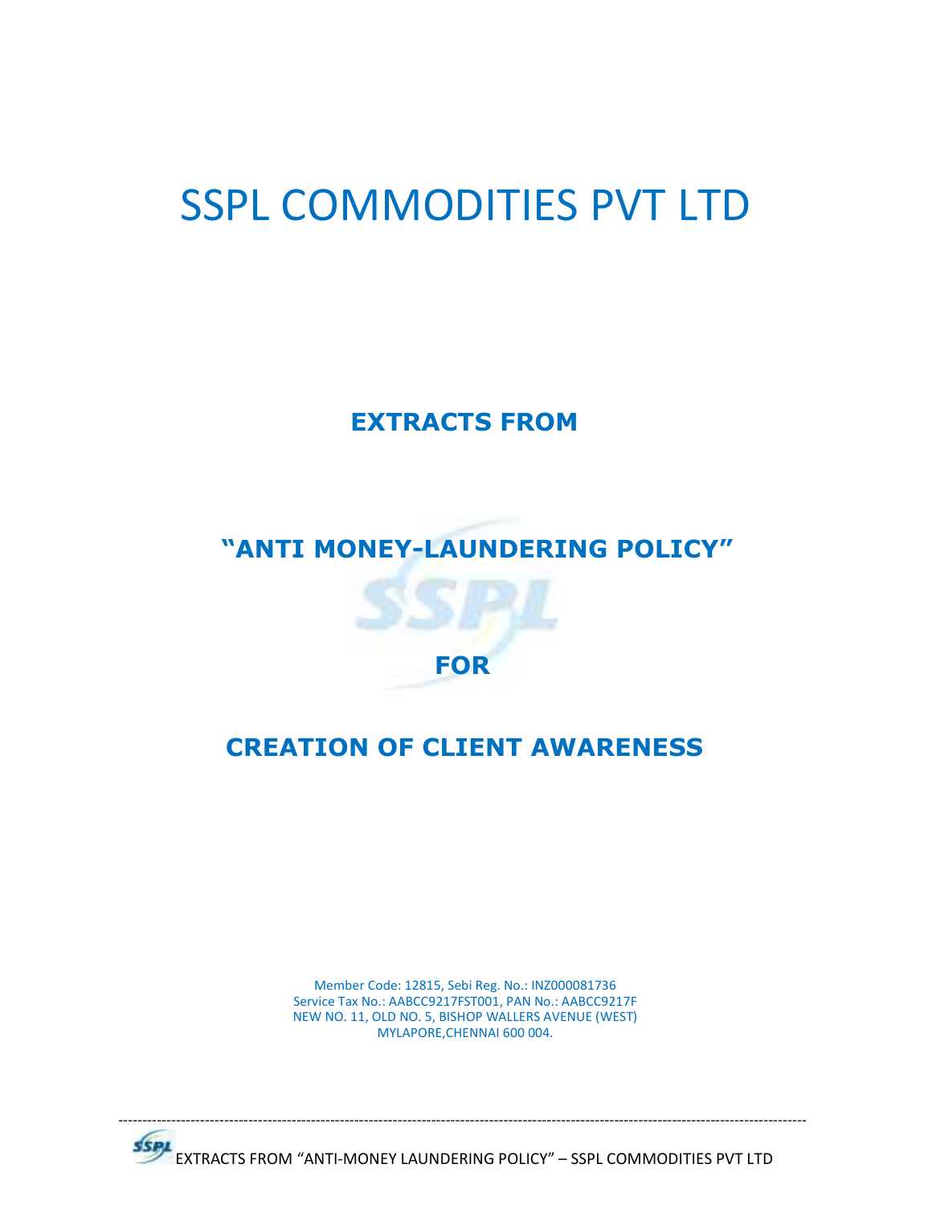# SSPL COMMODITIES PVT LTD

## EXTRACTS FROM

## "ANTI MONEY-LAUNDERING POLICY"

## FOR

## CREATION OF CLIENT AWARENESS

Member Code: 12815, Sebi Reg. No.: INZ000081736
Service Tax No.: AABCC9217FST001, PAN No.: AABCC9217F
NEW NO. 11, OLD NO. 5, BISHOP WALLERS AVENUE (WEST)
MYLAPORE,CHENNAI 600 004.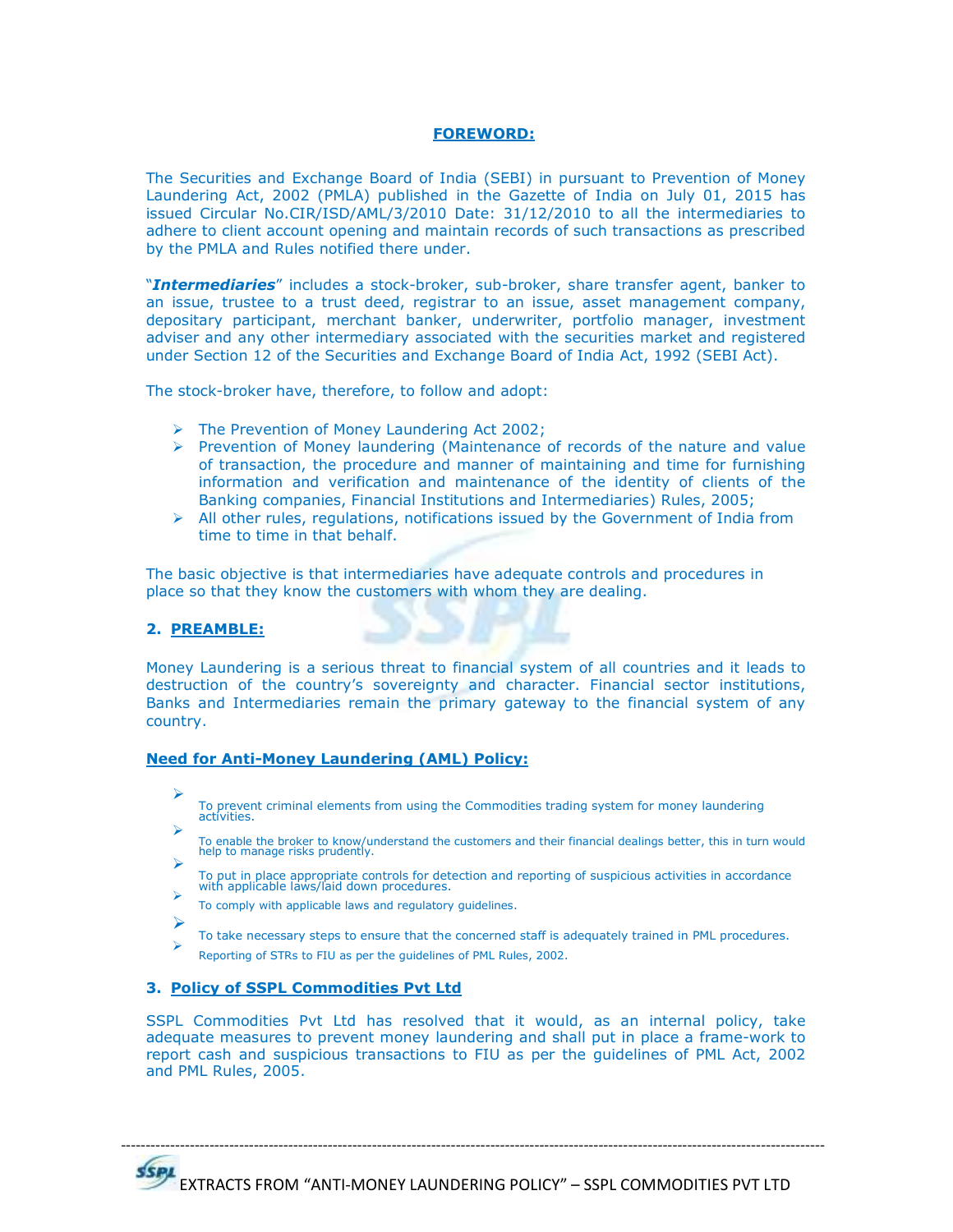## FOREWORD:

The Securities and Exchange Board of India (SEBI) in pursuant to Prevention of Money Laundering Act, 2002 (PMLA) published in the Gazette of India on July 01, 2015 has issued Circular No.CIR/ISD/AML/3/2010 Date: 31/12/2010 to all the intermediaries to adhere to client account opening and maintain records of such transactions as prescribed by the PMLA and Rules notified there under.

"***Intermediaries***" includes a stock-broker, sub-broker, share transfer agent, banker to an issue, trustee to a trust deed, registrar to an issue, asset management company, depositary participant, merchant banker, underwriter, portfolio manager, investment adviser and any other intermediary associated with the securities market and registered under Section 12 of the Securities and Exchange Board of India Act, 1992 (SEBI Act).

The stock-broker have, therefore, to follow and adopt:

- The Prevention of Money Laundering Act 2002;
- Prevention of Money laundering (Maintenance of records of the nature and value of transaction, the procedure and manner of maintaining and time for furnishing information and verification and maintenance of the identity of clients of the Banking companies, Financial Institutions and Intermediaries) Rules, 2005;
- All other rules, regulations, notifications issued by the Government of India from time to time in that behalf.

The basic objective is that intermediaries have adequate controls and procedures in place so that they know the customers with whom they are dealing.

## 2. PREAMBLE:

Money Laundering is a serious threat to financial system of all countries and it leads to destruction of the country's sovereignty and character. Financial sector institutions, Banks and Intermediaries remain the primary gateway to the financial system of any country.

### Need for Anti-Money Laundering (AML) Policy:

- To prevent criminal elements from using the Commodities trading system for money laundering activities.
- To enable the broker to know/understand the customers and their financial dealings better, this in turn would help to manage risks prudently.
- To put in place appropriate controls for detection and reporting of suspicious activities in accordance with applicable laws/laid down procedures.
- To comply with applicable laws and regulatory guidelines.
- To take necessary steps to ensure that the concerned staff is adequately trained in PML procedures.
- Reporting of STRs to FIU as per the guidelines of PML Rules, 2002.

## 3. Policy of SSPL Commodities Pvt Ltd

SSPL Commodities Pvt Ltd has resolved that it would, as an internal policy, take adequate measures to prevent money laundering and shall put in place a frame-work to report cash and suspicious transactions to FIU as per the guidelines of PML Act, 2002 and PML Rules, 2005.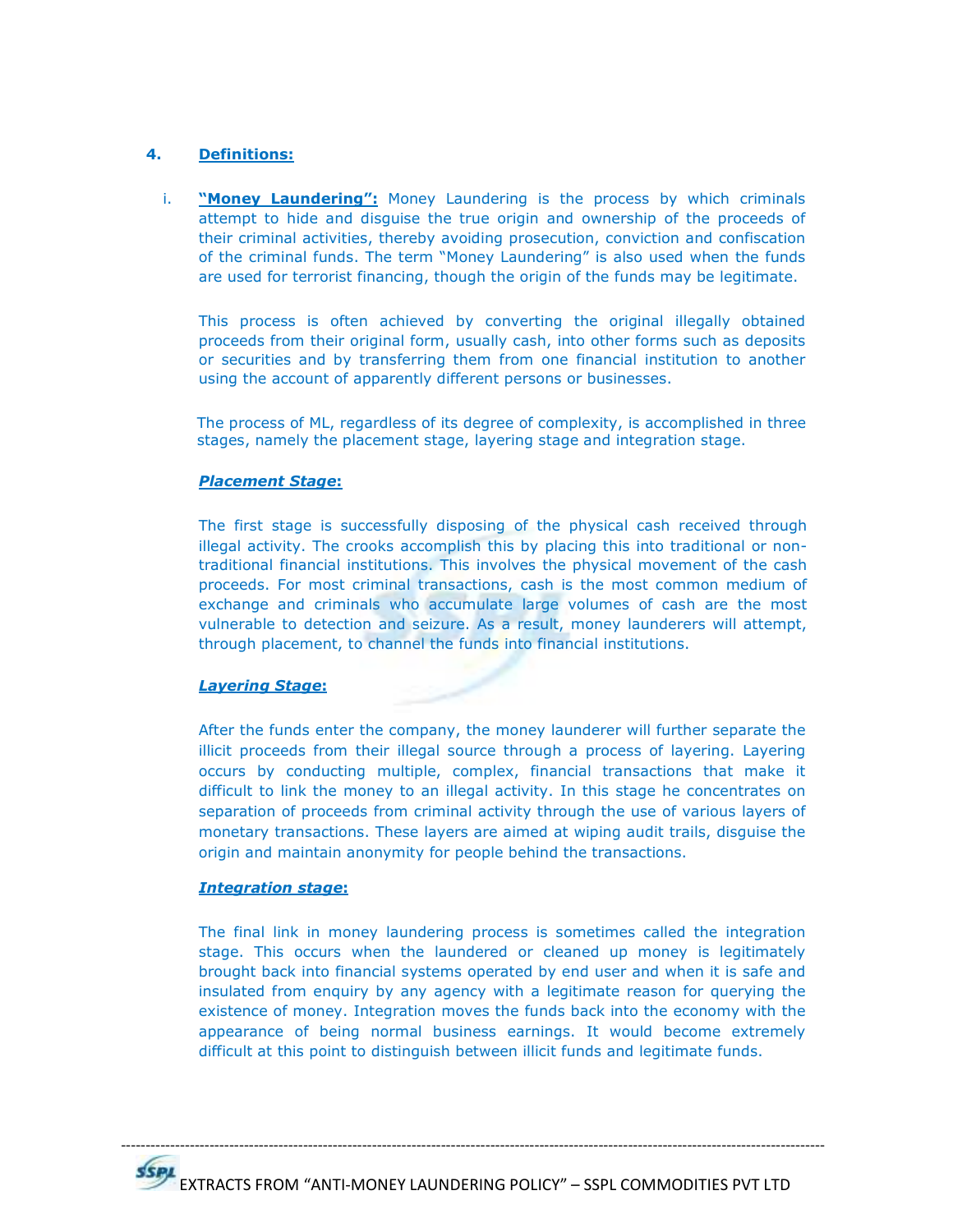## 4. **Definitions:**

i. **"Money Laundering":** Money Laundering is the process by which criminals attempt to hide and disguise the true origin and ownership of the proceeds of their criminal activities, thereby avoiding prosecution, conviction and confiscation of the criminal funds. The term "Money Laundering" is also used when the funds are used for terrorist financing, though the origin of the funds may be legitimate.

This process is often achieved by converting the original illegally obtained proceeds from their original form, usually cash, into other forms such as deposits or securities and by transferring them from one financial institution to another using the account of apparently different persons or businesses.

The process of ML, regardless of its degree of complexity, is accomplished in three stages, namely the placement stage, layering stage and integration stage.

***Placement Stage*:**

The first stage is successfully disposing of the physical cash received through illegal activity. The crooks accomplish this by placing this into traditional or non-traditional financial institutions. This involves the physical movement of the cash proceeds. For most criminal transactions, cash is the most common medium of exchange and criminals who accumulate large volumes of cash are the most vulnerable to detection and seizure. As a result, money launderers will attempt, through placement, to channel the funds into financial institutions.

***Layering Stage*:**

After the funds enter the company, the money launderer will further separate the illicit proceeds from their illegal source through a process of layering. Layering occurs by conducting multiple, complex, financial transactions that make it difficult to link the money to an illegal activity. In this stage he concentrates on separation of proceeds from criminal activity through the use of various layers of monetary transactions. These layers are aimed at wiping audit trails, disguise the origin and maintain anonymity for people behind the transactions.

***Integration stage*:**

The final link in money laundering process is sometimes called the integration stage. This occurs when the laundered or cleaned up money is legitimately brought back into financial systems operated by end user and when it is safe and insulated from enquiry by any agency with a legitimate reason for querying the existence of money. Integration moves the funds back into the economy with the appearance of being normal business earnings. It would become extremely difficult at this point to distinguish between illicit funds and legitimate funds.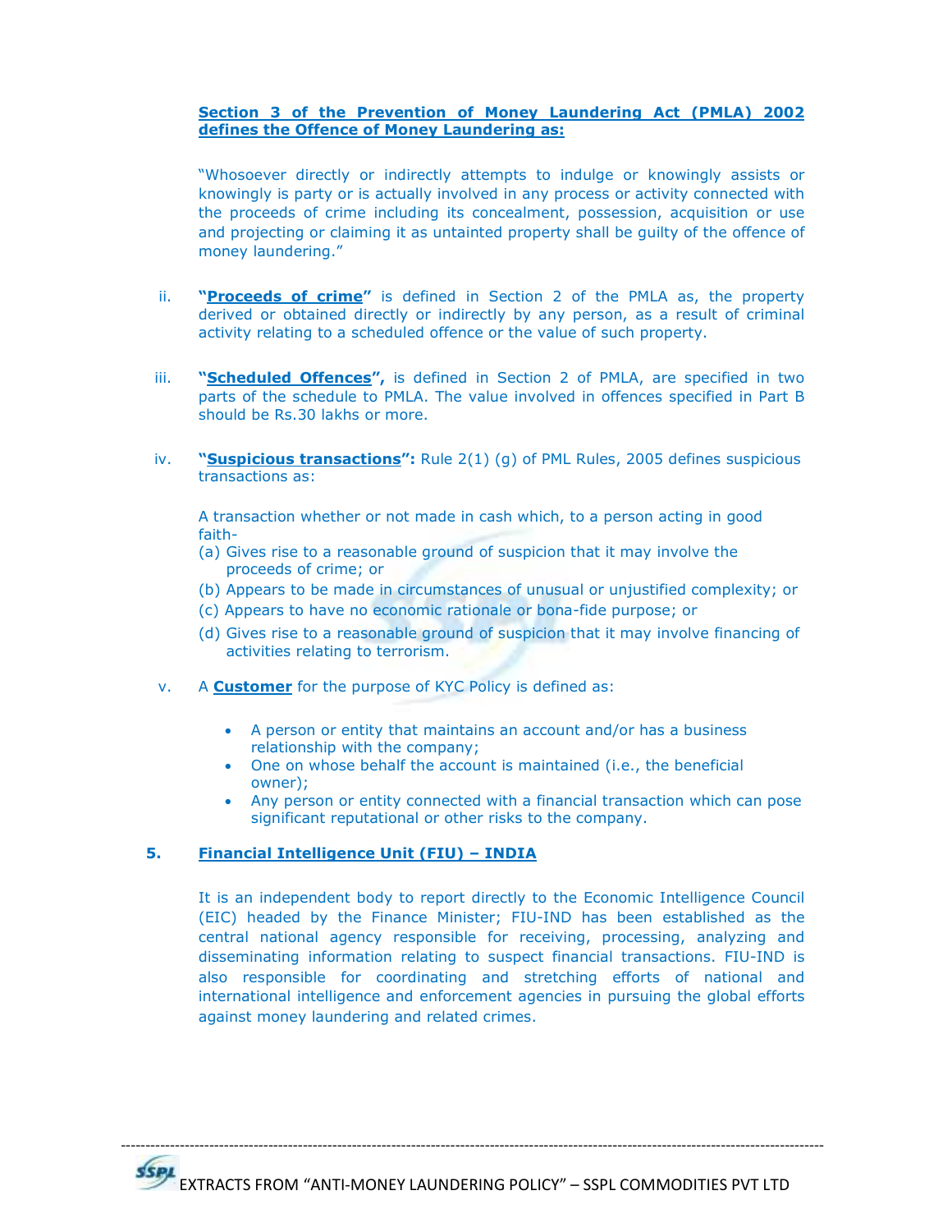**Section 3 of the Prevention of Money Laundering Act (PMLA) 2002 defines the Offence of Money Laundering as:**

"Whosoever directly or indirectly attempts to indulge or knowingly assists or knowingly is party or is actually involved in any process or activity connected with the proceeds of crime including its concealment, possession, acquisition or use and projecting or claiming it as untainted property shall be guilty of the offence of money laundering."

ii. **"Proceeds of crime"** is defined in Section 2 of the PMLA as, the property derived or obtained directly or indirectly by any person, as a result of criminal activity relating to a scheduled offence or the value of such property.

iii. **"Scheduled Offences",** is defined in Section 2 of PMLA, are specified in two parts of the schedule to PMLA. The value involved in offences specified in Part B should be Rs.30 lakhs or more.

iv. **"Suspicious transactions":** Rule 2(1) (g) of PML Rules, 2005 defines suspicious transactions as:

   A transaction whether or not made in cash which, to a person acting in good faith-

   (a) Gives rise to a reasonable ground of suspicion that it may involve the proceeds of crime; or
   (b) Appears to be made in circumstances of unusual or unjustified complexity; or
   (c) Appears to have no economic rationale or bona-fide purpose; or
   (d) Gives rise to a reasonable ground of suspicion that it may involve financing of activities relating to terrorism.

v. A **Customer** for the purpose of KYC Policy is defined as:

   - A person or entity that maintains an account and/or has a business relationship with the company;
   - One on whose behalf the account is maintained (i.e., the beneficial owner);
   - Any person or entity connected with a financial transaction which can pose significant reputational or other risks to the company.

## 5. Financial Intelligence Unit (FIU) – INDIA

It is an independent body to report directly to the Economic Intelligence Council (EIC) headed by the Finance Minister; FIU-IND has been established as the central national agency responsible for receiving, processing, analyzing and disseminating information relating to suspect financial transactions. FIU-IND is also responsible for coordinating and stretching efforts of national and international intelligence and enforcement agencies in pursuing the global efforts against money laundering and related crimes.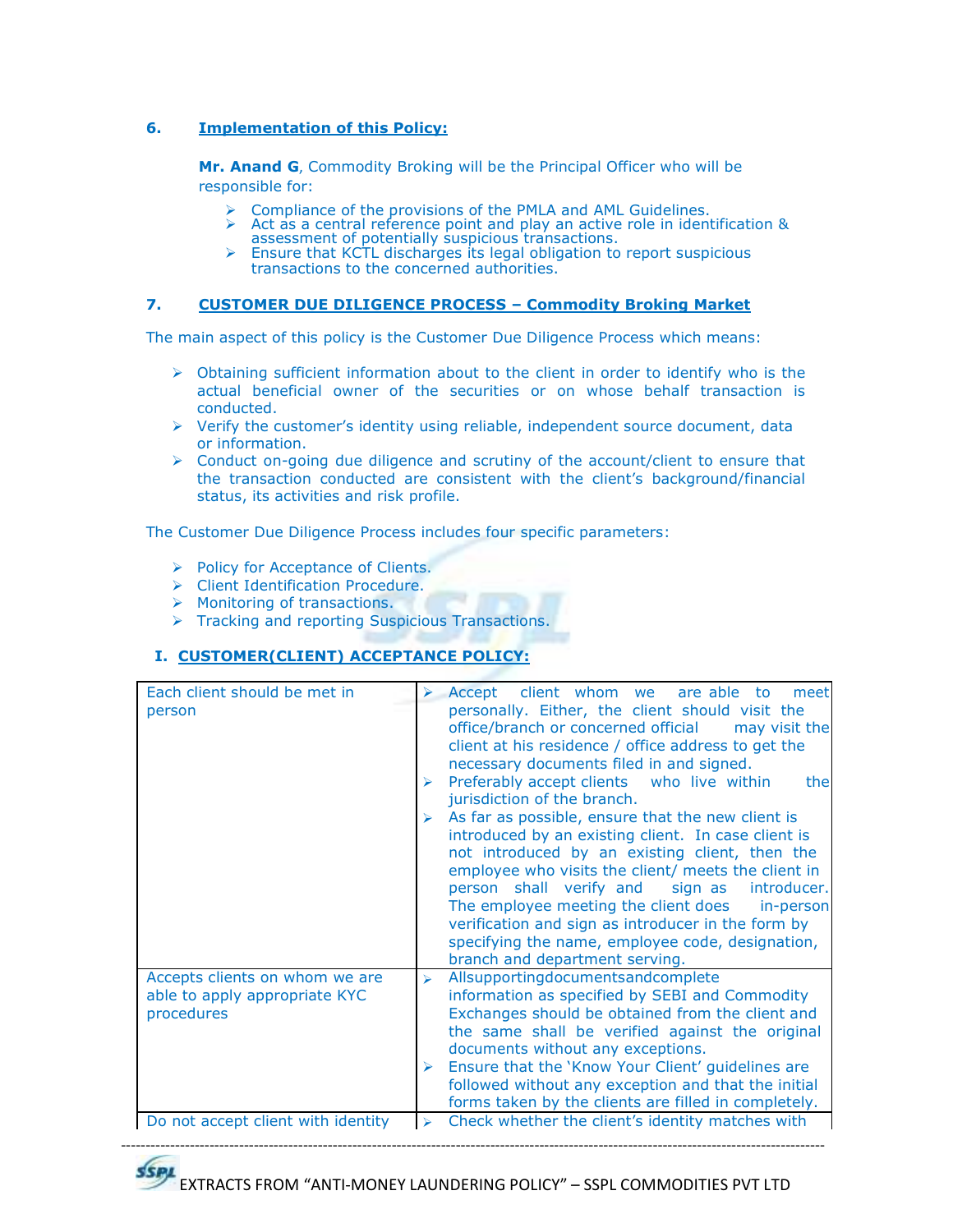### 6. Implementation of this Policy:

**Mr. Anand G**, Commodity Broking will be the Principal Officer who will be responsible for:

- Compliance of the provisions of the PMLA and AML Guidelines.
- Act as a central reference point and play an active role in identification & assessment of potentially suspicious transactions.
- Ensure that KCTL discharges its legal obligation to report suspicious transactions to the concerned authorities.

### 7. CUSTOMER DUE DILIGENCE PROCESS – Commodity Broking Market

The main aspect of this policy is the Customer Due Diligence Process which means:

- Obtaining sufficient information about to the client in order to identify who is the actual beneficial owner of the securities or on whose behalf transaction is conducted.
- Verify the customer's identity using reliable, independent source document, data or information.
- Conduct on-going due diligence and scrutiny of the account/client to ensure that the transaction conducted are consistent with the client's background/financial status, its activities and risk profile.

The Customer Due Diligence Process includes four specific parameters:

- Policy for Acceptance of Clients.
- Client Identification Procedure.
- Monitoring of transactions.
- Tracking and reporting Suspicious Transactions.

#### I. CUSTOMER(CLIENT) ACCEPTANCE POLICY:

| | |
|---|---|
| Each client should be met in person | ➢ Accept client whom we are able to meet personally. Either, the client should visit the office/branch or concerned official may visit the client at his residence / office address to get the necessary documents filed in and signed.<br>➢ Preferably accept clients who live within the jurisdiction of the branch.<br>➢ As far as possible, ensure that the new client is introduced by an existing client. In case client is not introduced by an existing client, then the employee who visits the client/ meets the client in person shall verify and sign as introducer. The employee meeting the client does in-person verification and sign as introducer in the form by specifying the name, employee code, designation, branch and department serving. |
| Accepts clients on whom we are able to apply appropriate KYC procedures | ➢ Allsupportingdocumentsandcomplete information as specified by SEBI and Commodity Exchanges should be obtained from the client and the same shall be verified against the original documents without any exceptions.<br>➢ Ensure that the 'Know Your Client' guidelines are followed without any exception and that the initial forms taken by the clients are filled in completely. |
| Do not accept client with identity | ➢ Check whether the client's identity matches with |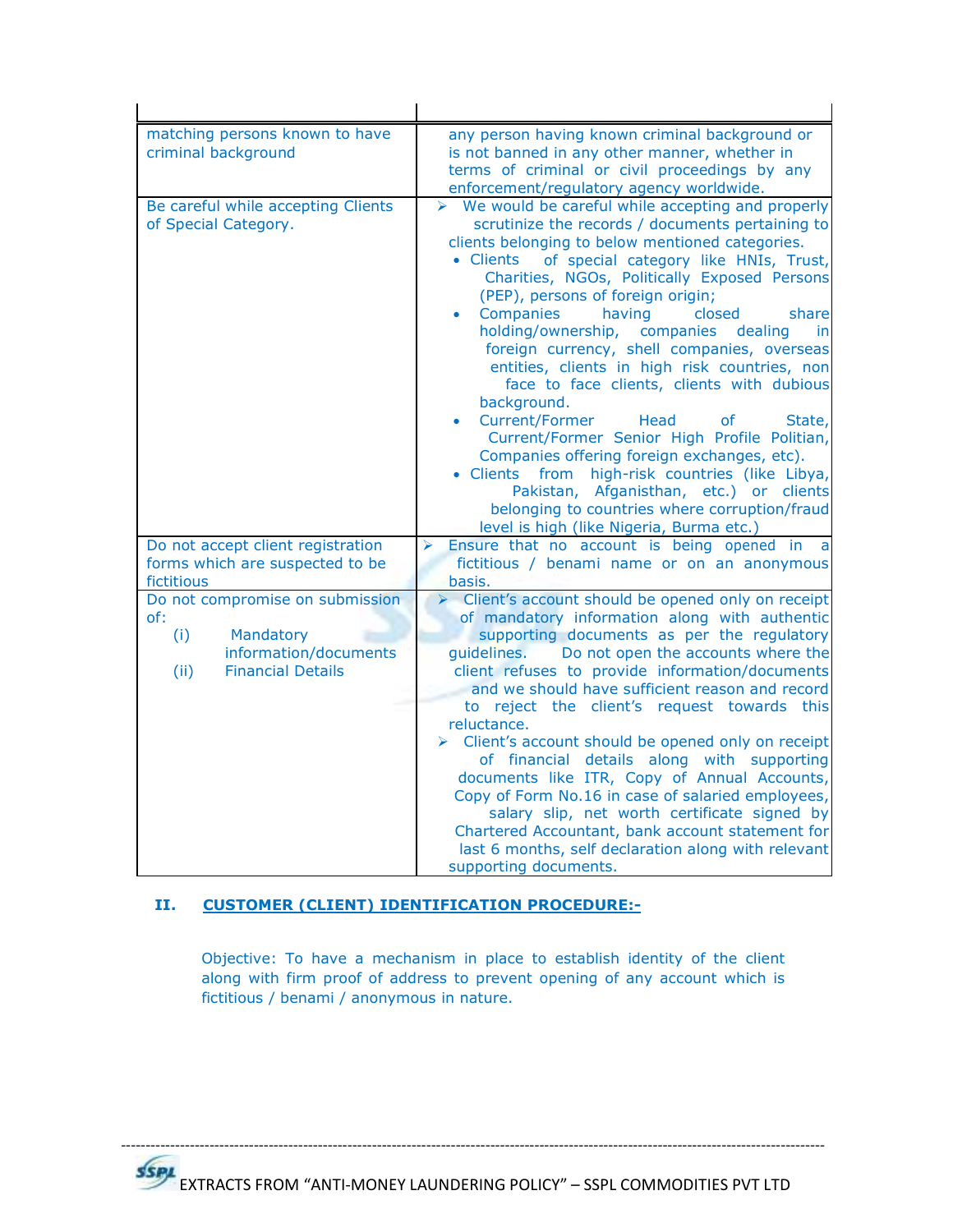| | |
|---|---|
| matching persons known to have criminal background | any person having known criminal background or is not banned in any other manner, whether in terms of criminal or civil proceedings by any enforcement/regulatory agency worldwide. |
| Be careful while accepting Clients of Special Category. | ➢ We would be careful while accepting and properly scrutinize the records / documents pertaining to clients belonging to below mentioned categories.<br>• Clients of special category like HNIs, Trust, Charities, NGOs, Politically Exposed Persons (PEP), persons of foreign origin;<br>• Companies having closed share holding/ownership, companies dealing in foreign currency, shell companies, overseas entities, clients in high risk countries, non face to face clients, clients with dubious background.<br>• Current/Former Head of State, Current/Former Senior High Profile Politian, Companies offering foreign exchanges, etc).<br>• Clients from high-risk countries (like Libya, Pakistan, Afganisthan, etc.) or clients belonging to countries where corruption/fraud level is high (like Nigeria, Burma etc.) |
| Do not accept client registration forms which are suspected to be fictitious | ➢ Ensure that no account is being opened in a fictitious / benami name or on an anonymous basis. |
| Do not compromise on submission of:<br>(i) Mandatory information/documents<br>(ii) Financial Details | ➢ Client's account should be opened only on receipt of mandatory information along with authentic supporting documents as per the regulatory guidelines. Do not open the accounts where the client refuses to provide information/documents and we should have sufficient reason and record to reject the client's request towards this reluctance.<br>➢ Client's account should be opened only on receipt of financial details along with supporting documents like ITR, Copy of Annual Accounts, Copy of Form No.16 in case of salaried employees, salary slip, net worth certificate signed by Chartered Accountant, bank account statement for last 6 months, self declaration along with relevant supporting documents. |

## II. CUSTOMER (CLIENT) IDENTIFICATION PROCEDURE:-

Objective: To have a mechanism in place to establish identity of the client along with firm proof of address to prevent opening of any account which is fictitious / benami / anonymous in nature.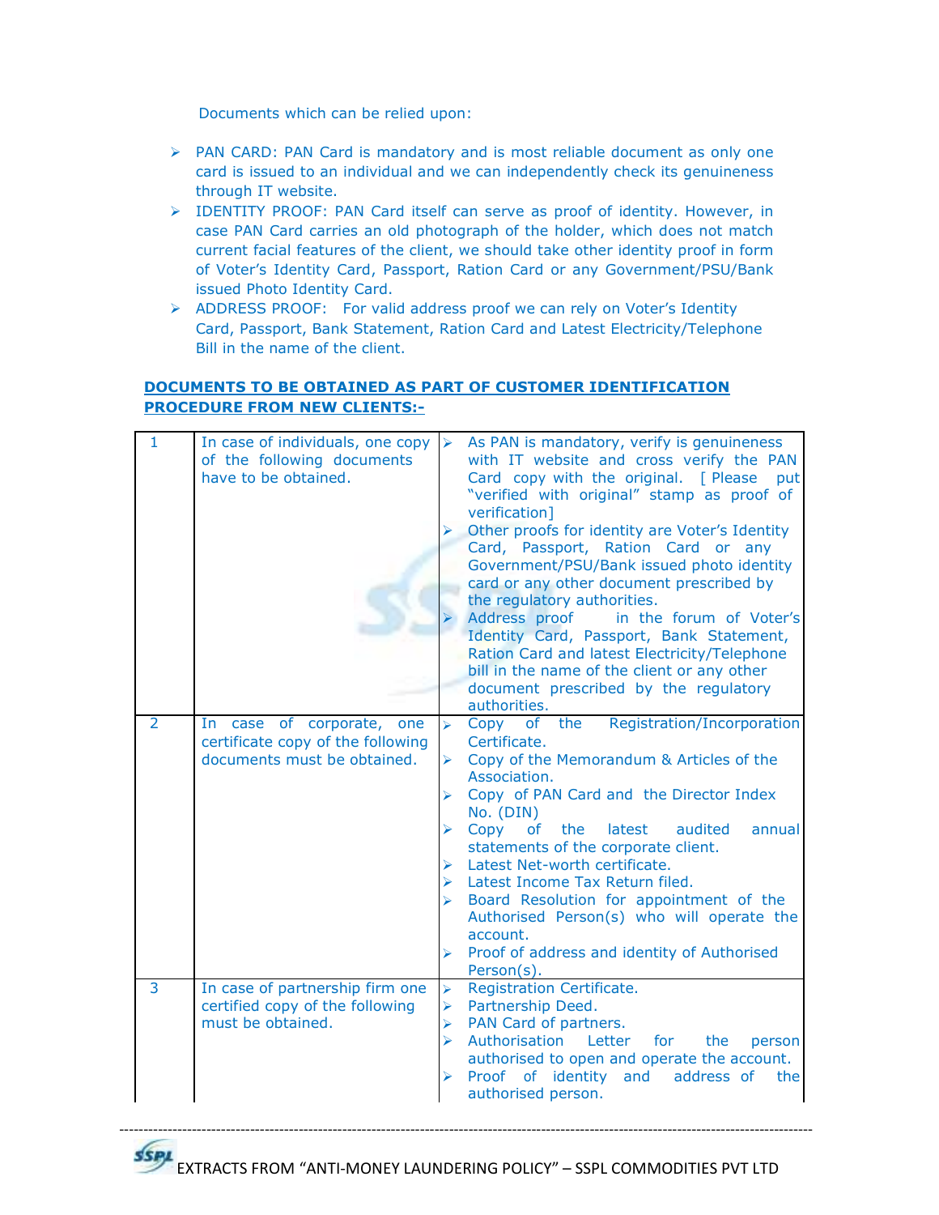Documents which can be relied upon:

- PAN CARD: PAN Card is mandatory and is most reliable document as only one card is issued to an individual and we can independently check its genuineness through IT website.
- IDENTITY PROOF: PAN Card itself can serve as proof of identity. However, in case PAN Card carries an old photograph of the holder, which does not match current facial features of the client, we should take other identity proof in form of Voter's Identity Card, Passport, Ration Card or any Government/PSU/Bank issued Photo Identity Card.
- ADDRESS PROOF: For valid address proof we can rely on Voter's Identity Card, Passport, Bank Statement, Ration Card and Latest Electricity/Telephone Bill in the name of the client.

**DOCUMENTS TO BE OBTAINED AS PART OF CUSTOMER IDENTIFICATION PROCEDURE FROM NEW CLIENTS:-**

| | | |
|---|---|---|
| 1 | In case of individuals, one copy of the following documents have to be obtained. | ➢ As PAN is mandatory, verify is genuineness with IT website and cross verify the PAN Card copy with the original. [ Please put "verified with original" stamp as proof of verification]<br>➢ Other proofs for identity are Voter's Identity Card, Passport, Ration Card or any Government/PSU/Bank issued photo identity card or any other document prescribed by the regulatory authorities.<br>➢ Address proof in the forum of Voter's Identity Card, Passport, Bank Statement, Ration Card and latest Electricity/Telephone bill in the name of the client or any other document prescribed by the regulatory authorities. |
| 2 | In case of corporate, one certificate copy of the following documents must be obtained. | ➢ Copy of the Registration/Incorporation Certificate.<br>➢ Copy of the Memorandum & Articles of the Association.<br>➢ Copy of PAN Card and the Director Index No. (DIN)<br>➢ Copy of the latest audited annual statements of the corporate client.<br>➢ Latest Net-worth certificate.<br>➢ Latest Income Tax Return filed.<br>➢ Board Resolution for appointment of the Authorised Person(s) who will operate the account.<br>➢ Proof of address and identity of Authorised Person(s). |
| 3 | In case of partnership firm one certified copy of the following must be obtained. | ➢ Registration Certificate.<br>➢ Partnership Deed.<br>➢ PAN Card of partners.<br>➢ Authorisation Letter for the person authorised to open and operate the account.<br>➢ Proof of identity and address of the authorised person. |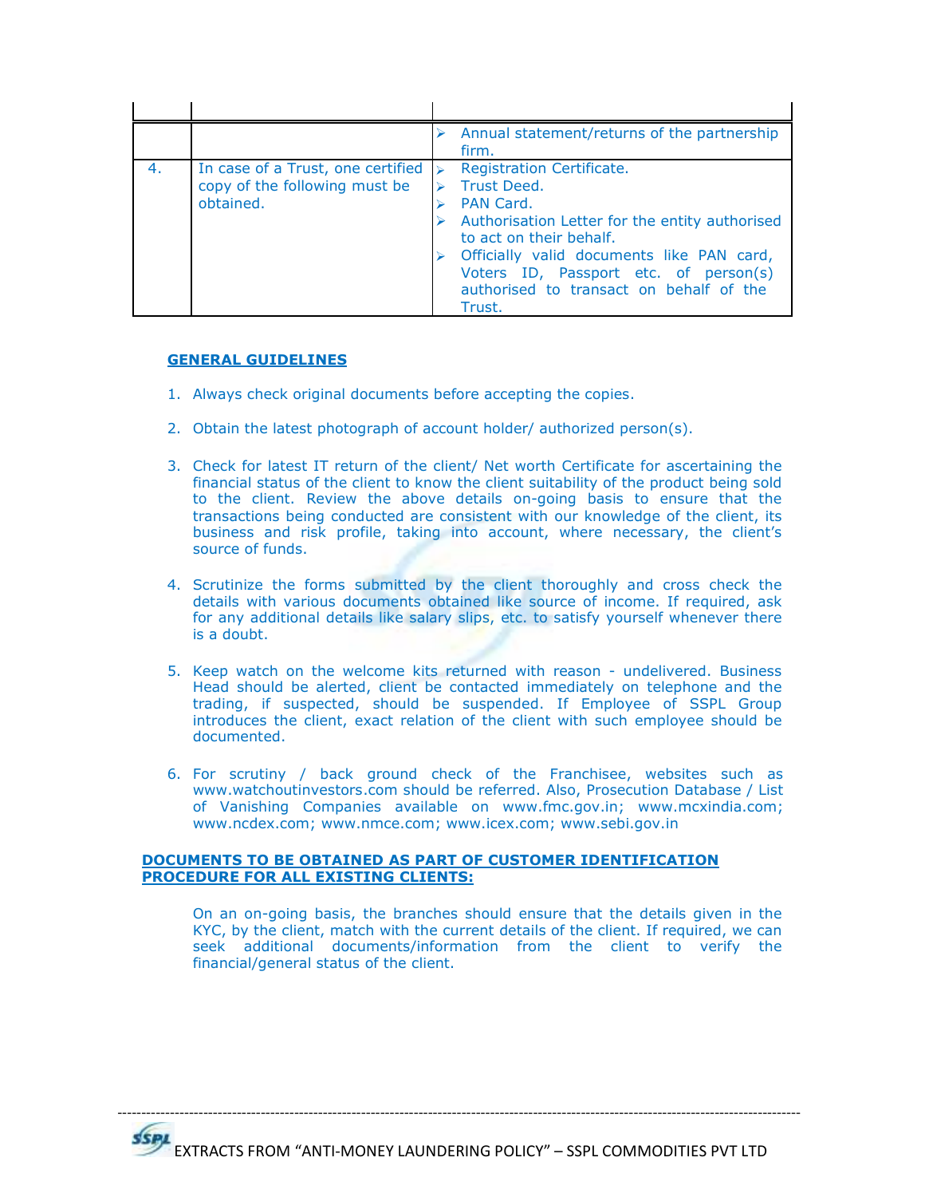| | | |
|---|---|---|
| | | ➢ Annual statement/returns of the partnership firm. |
| 4. | In case of a Trust, one certified copy of the following must be obtained. | ➢ Registration Certificate.<br>➢ Trust Deed.<br>➢ PAN Card.<br>➢ Authorisation Letter for the entity authorised to act on their behalf.<br>➢ Officially valid documents like PAN card, Voters ID, Passport etc. of person(s) authorised to transact on behalf of the Trust. |

**GENERAL GUIDELINES**

1. Always check original documents before accepting the copies.

2. Obtain the latest photograph of account holder/ authorized person(s).

3. Check for latest IT return of the client/ Net worth Certificate for ascertaining the financial status of the client to know the client suitability of the product being sold to the client. Review the above details on-going basis to ensure that the transactions being conducted are consistent with our knowledge of the client, its business and risk profile, taking into account, where necessary, the client's source of funds.

4. Scrutinize the forms submitted by the client thoroughly and cross check the details with various documents obtained like source of income. If required, ask for any additional details like salary slips, etc. to satisfy yourself whenever there is a doubt.

5. Keep watch on the welcome kits returned with reason - undelivered. Business Head should be alerted, client be contacted immediately on telephone and the trading, if suspected, should be suspended. If Employee of SSPL Group introduces the client, exact relation of the client with such employee should be documented.

6. For scrutiny / back ground check of the Franchisee, websites such as www.watchoutinvestors.com should be referred. Also, Prosecution Database / List of Vanishing Companies available on www.fmc.gov.in; www.mcxindia.com; www.ncdex.com; www.nmce.com; www.icex.com; www.sebi.gov.in

**DOCUMENTS TO BE OBTAINED AS PART OF CUSTOMER IDENTIFICATION PROCEDURE FOR ALL EXISTING CLIENTS:**

On an on-going basis, the branches should ensure that the details given in the KYC, by the client, match with the current details of the client. If required, we can seek additional documents/information from the client to verify the financial/general status of the client.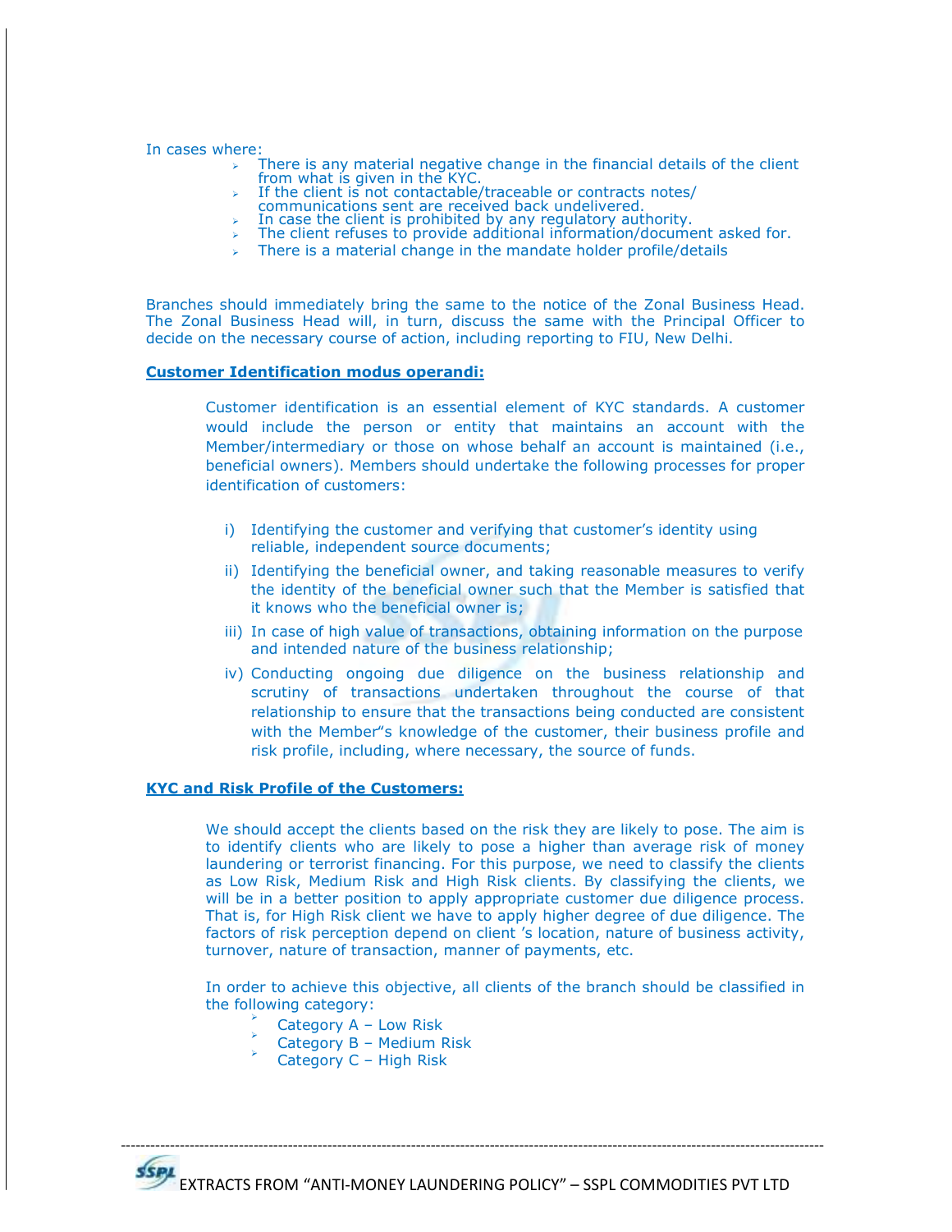In cases where:

- There is any material negative change in the financial details of the client from what is given in the KYC.
- If the client is not contactable/traceable or contracts notes/ communications sent are received back undelivered.
- In case the client is prohibited by any regulatory authority.
- The client refuses to provide additional information/document asked for.
- There is a material change in the mandate holder profile/details

Branches should immediately bring the same to the notice of the Zonal Business Head. The Zonal Business Head will, in turn, discuss the same with the Principal Officer to decide on the necessary course of action, including reporting to FIU, New Delhi.

**Customer Identification modus operandi:**

Customer identification is an essential element of KYC standards. A customer would include the person or entity that maintains an account with the Member/intermediary or those on whose behalf an account is maintained (i.e., beneficial owners). Members should undertake the following processes for proper identification of customers:

i) Identifying the customer and verifying that customer's identity using reliable, independent source documents;

ii) Identifying the beneficial owner, and taking reasonable measures to verify the identity of the beneficial owner such that the Member is satisfied that it knows who the beneficial owner is;

iii) In case of high value of transactions, obtaining information on the purpose and intended nature of the business relationship;

iv) Conducting ongoing due diligence on the business relationship and scrutiny of transactions undertaken throughout the course of that relationship to ensure that the transactions being conducted are consistent with the Member"s knowledge of the customer, their business profile and risk profile, including, where necessary, the source of funds.

**KYC and Risk Profile of the Customers:**

We should accept the clients based on the risk they are likely to pose. The aim is to identify clients who are likely to pose a higher than average risk of money laundering or terrorist financing. For this purpose, we need to classify the clients as Low Risk, Medium Risk and High Risk clients. By classifying the clients, we will be in a better position to apply appropriate customer due diligence process. That is, for High Risk client we have to apply higher degree of due diligence. The factors of risk perception depend on client 's location, nature of business activity, turnover, nature of transaction, manner of payments, etc.

In order to achieve this objective, all clients of the branch should be classified in the following category:

- Category A – Low Risk
- Category B – Medium Risk
- Category C – High Risk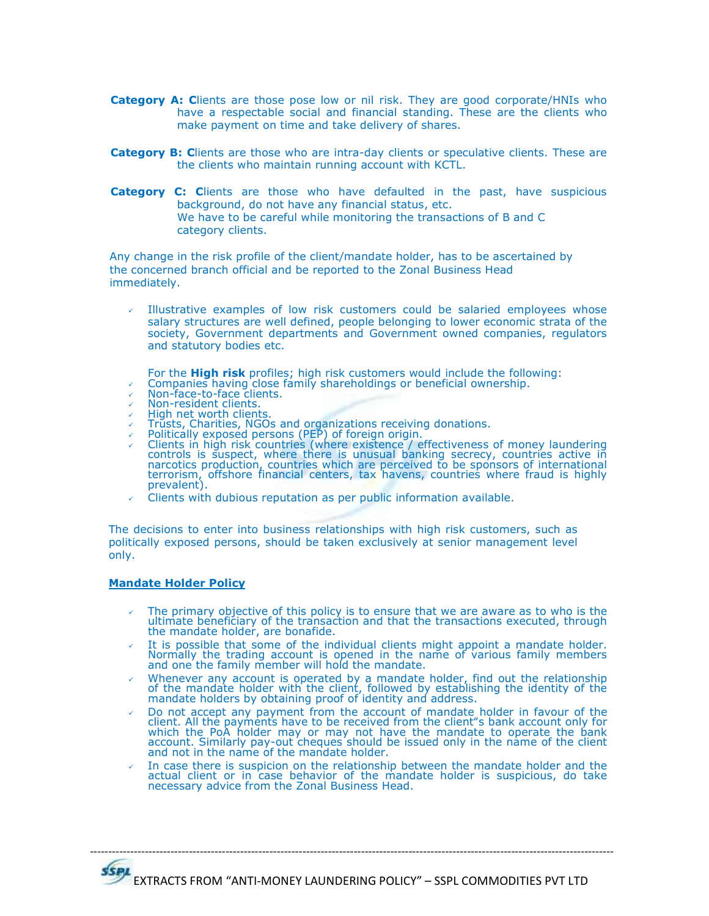**Category A: C**lients are those pose low or nil risk. They are good corporate/HNIs who have a respectable social and financial standing. These are the clients who make payment on time and take delivery of shares.

**Category B: C**lients are those who are intra-day clients or speculative clients. These are the clients who maintain running account with KCTL.

**Category C: C**lients are those who have defaulted in the past, have suspicious background, do not have any financial status, etc.
We have to be careful while monitoring the transactions of B and C category clients.

Any change in the risk profile of the client/mandate holder, has to be ascertained by the concerned branch official and be reported to the Zonal Business Head immediately.

- Illustrative examples of low risk customers could be salaried employees whose salary structures are well defined, people belonging to lower economic strata of the society, Government departments and Government owned companies, regulators and statutory bodies etc.

  For the **High risk** profiles; high risk customers would include the following:
- Companies having close family shareholdings or beneficial ownership.
- Non-face-to-face clients.
- Non-resident clients.
- High net worth clients.
- Trusts, Charities, NGOs and organizations receiving donations.
- Politically exposed persons (PEP) of foreign origin.
- Clients in high risk countries (where existence / effectiveness of money laundering controls is suspect, where there is unusual banking secrecy, countries active in narcotics production, countries which are perceived to be sponsors of international terrorism, offshore financial centers, tax havens, countries where fraud is highly prevalent).
- Clients with dubious reputation as per public information available.

The decisions to enter into business relationships with high risk customers, such as politically exposed persons, should be taken exclusively at senior management level only.

## Mandate Holder Policy

- The primary objective of this policy is to ensure that we are aware as to who is the ultimate beneficiary of the transaction and that the transactions executed, through the mandate holder, are bonafide.
- It is possible that some of the individual clients might appoint a mandate holder. Normally the trading account is opened in the name of various family members and one the family member will hold the mandate.
- Whenever any account is operated by a mandate holder, find out the relationship of the mandate holder with the client, followed by establishing the identity of the mandate holders by obtaining proof of identity and address.
- Do not accept any payment from the account of mandate holder in favour of the client. All the payments have to be received from the client"s bank account only for which the PoA holder may or may not have the mandate to operate the bank account. Similarly pay-out cheques should be issued only in the name of the client and not in the name of the mandate holder.
- In case there is suspicion on the relationship between the mandate holder and the actual client or in case behavior of the mandate holder is suspicious, do take necessary advice from the Zonal Business Head.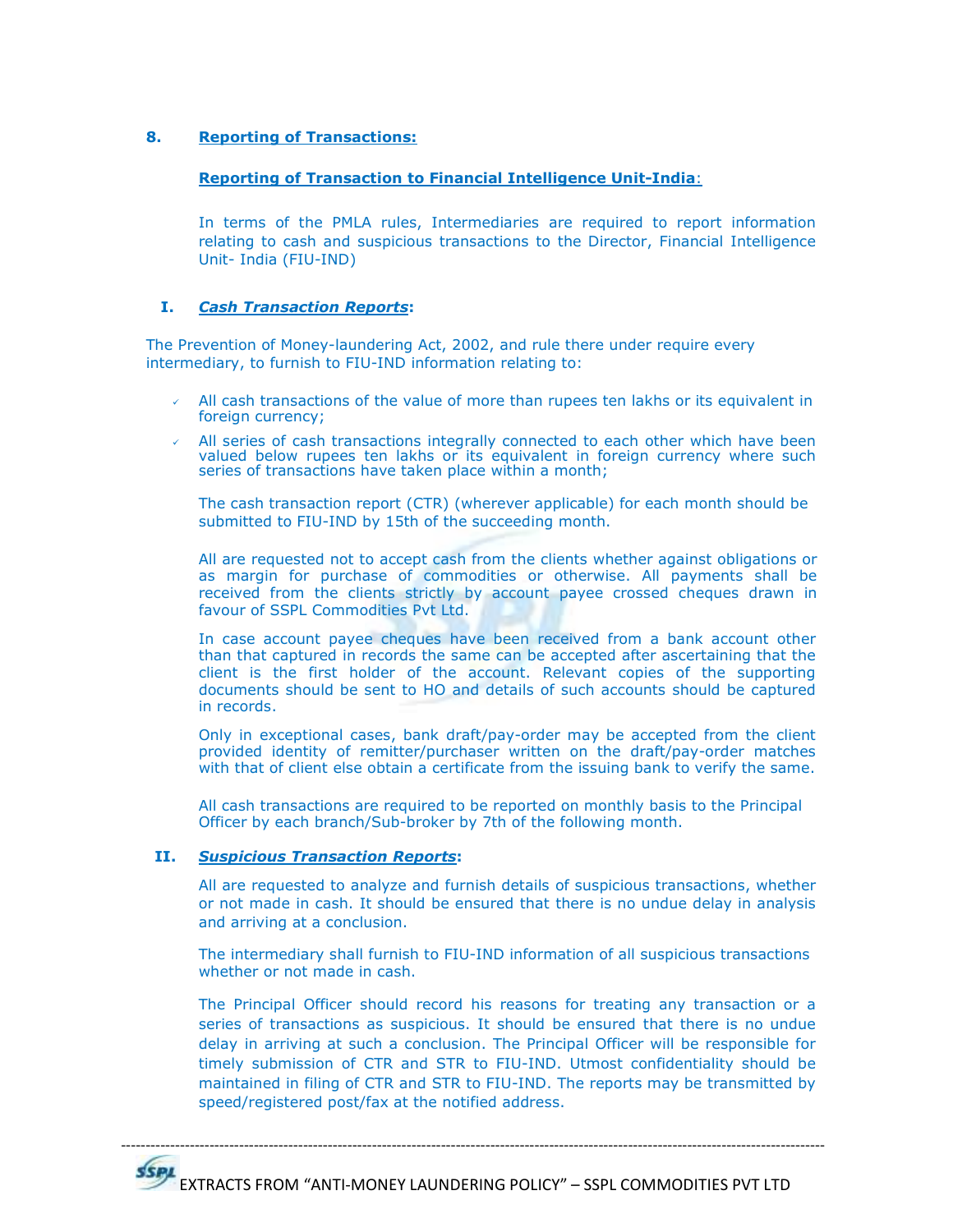## 8. Reporting of Transactions:

### Reporting of Transaction to Financial Intelligence Unit-India:

In terms of the PMLA rules, Intermediaries are required to report information relating to cash and suspicious transactions to the Director, Financial Intelligence Unit- India (FIU-IND)

### I. *Cash Transaction Reports*:

The Prevention of Money-laundering Act, 2002, and rule there under require every intermediary, to furnish to FIU-IND information relating to:

- All cash transactions of the value of more than rupees ten lakhs or its equivalent in foreign currency;
- All series of cash transactions integrally connected to each other which have been valued below rupees ten lakhs or its equivalent in foreign currency where such series of transactions have taken place within a month;

The cash transaction report (CTR) (wherever applicable) for each month should be submitted to FIU-IND by 15th of the succeeding month.

All are requested not to accept cash from the clients whether against obligations or as margin for purchase of commodities or otherwise. All payments shall be received from the clients strictly by account payee crossed cheques drawn in favour of SSPL Commodities Pvt Ltd.

In case account payee cheques have been received from a bank account other than that captured in records the same can be accepted after ascertaining that the client is the first holder of the account. Relevant copies of the supporting documents should be sent to HO and details of such accounts should be captured in records.

Only in exceptional cases, bank draft/pay-order may be accepted from the client provided identity of remitter/purchaser written on the draft/pay-order matches with that of client else obtain a certificate from the issuing bank to verify the same.

All cash transactions are required to be reported on monthly basis to the Principal Officer by each branch/Sub-broker by 7th of the following month.

### II. *Suspicious Transaction Reports*:

All are requested to analyze and furnish details of suspicious transactions, whether or not made in cash. It should be ensured that there is no undue delay in analysis and arriving at a conclusion.

The intermediary shall furnish to FIU-IND information of all suspicious transactions whether or not made in cash.

The Principal Officer should record his reasons for treating any transaction or a series of transactions as suspicious. It should be ensured that there is no undue delay in arriving at such a conclusion. The Principal Officer will be responsible for timely submission of CTR and STR to FIU-IND. Utmost confidentiality should be maintained in filing of CTR and STR to FIU-IND. The reports may be transmitted by speed/registered post/fax at the notified address.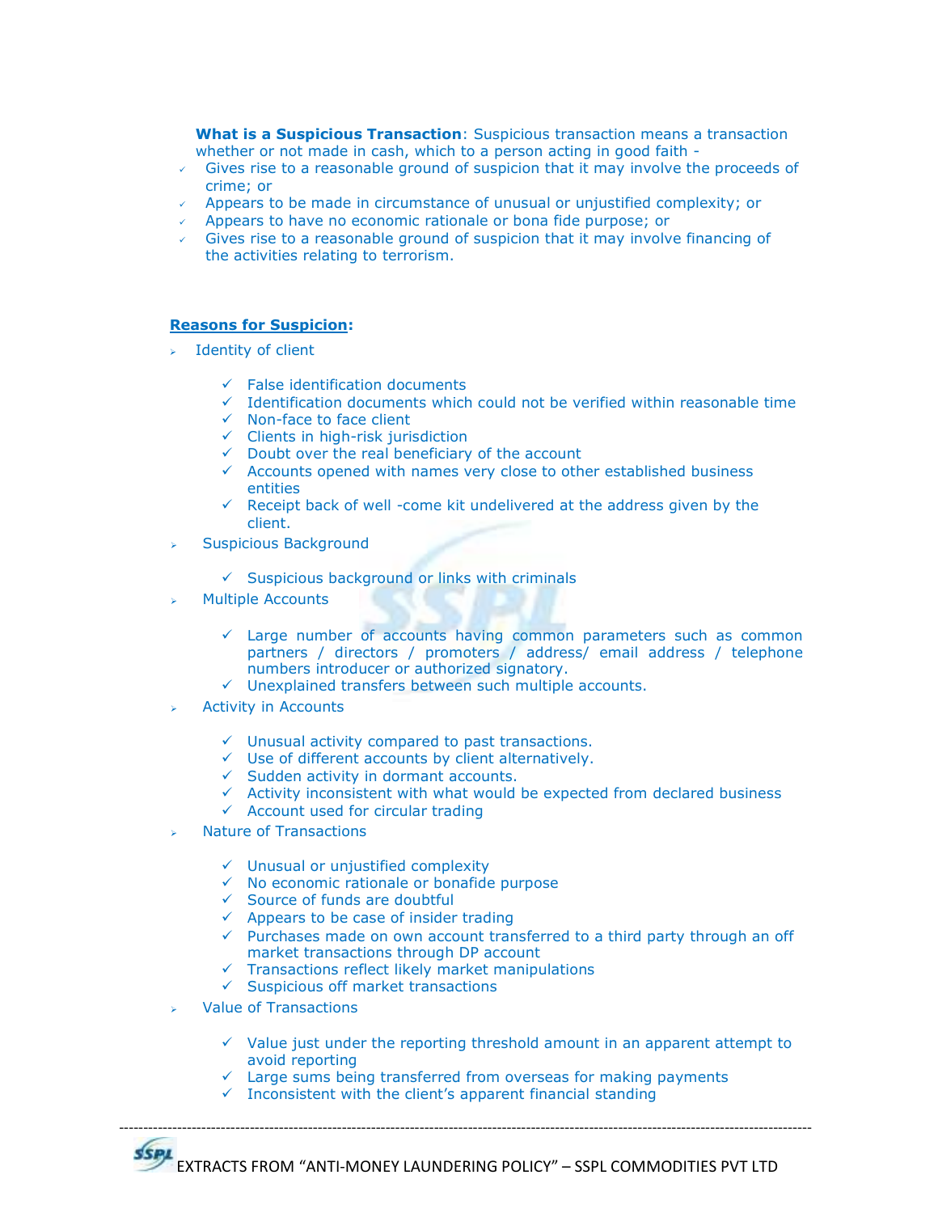**What is a Suspicious Transaction**: Suspicious transaction means a transaction whether or not made in cash, which to a person acting in good faith -

- Gives rise to a reasonable ground of suspicion that it may involve the proceeds of crime; or
- Appears to be made in circumstance of unusual or unjustified complexity; or
- Appears to have no economic rationale or bona fide purpose; or
- Gives rise to a reasonable ground of suspicion that it may involve financing of the activities relating to terrorism.

**Reasons for Suspicion:**

- Identity of client
  - False identification documents
  - Identification documents which could not be verified within reasonable time
  - Non-face to face client
  - Clients in high-risk jurisdiction
  - Doubt over the real beneficiary of the account
  - Accounts opened with names very close to other established business entities
  - Receipt back of well -come kit undelivered at the address given by the client.
- Suspicious Background
  - Suspicious background or links with criminals
- Multiple Accounts
  - Large number of accounts having common parameters such as common partners / directors / promoters / address/ email address / telephone numbers introducer or authorized signatory.
  - Unexplained transfers between such multiple accounts.
- Activity in Accounts
  - Unusual activity compared to past transactions.
  - Use of different accounts by client alternatively.
  - Sudden activity in dormant accounts.
  - Activity inconsistent with what would be expected from declared business
  - Account used for circular trading
- Nature of Transactions
  - Unusual or unjustified complexity
  - No economic rationale or bonafide purpose
  - Source of funds are doubtful
  - Appears to be case of insider trading
  - Purchases made on own account transferred to a third party through an off market transactions through DP account
  - Transactions reflect likely market manipulations
  - Suspicious off market transactions
- Value of Transactions
  - Value just under the reporting threshold amount in an apparent attempt to avoid reporting
  - Large sums being transferred from overseas for making payments
  - Inconsistent with the client's apparent financial standing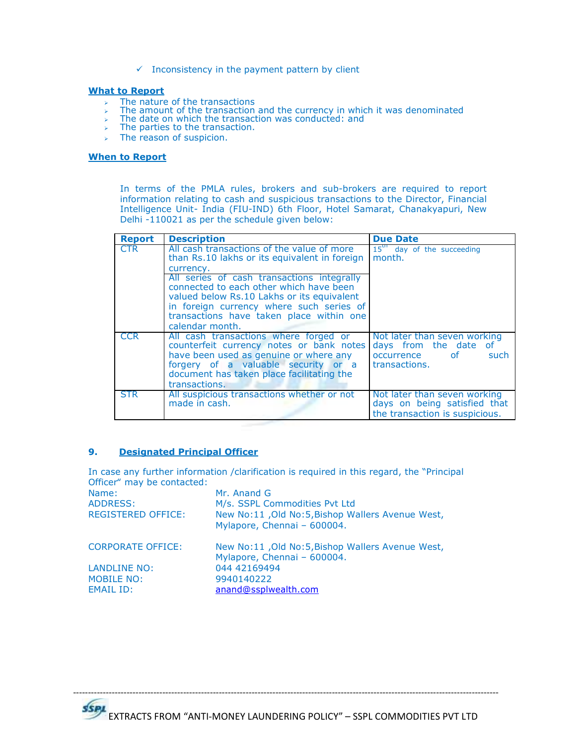- ✓ Inconsistency in the payment pattern by client

**What to Report**

- The nature of the transactions
- The amount of the transaction and the currency in which it was denominated
- The date on which the transaction was conducted: and
- The parties to the transaction.
- The reason of suspicion.

**When to Report**

In terms of the PMLA rules, brokers and sub-brokers are required to report information relating to cash and suspicious transactions to the Director, Financial Intelligence Unit- India (FIU-IND) 6th Floor, Hotel Samarat, Chanakyapuri, New Delhi -110021 as per the schedule given below:

| Report | Description | Due Date |
|---|---|---|
| CTR | All cash transactions of the value of more than Rs.10 lakhs or its equivalent in foreign currency.<br>All series of cash transactions integrally connected to each other which have been valued below Rs.10 Lakhs or its equivalent in foreign currency where such series of transactions have taken place within one calendar month. | 15th day of the succeeding month. |
| CCR | All cash transactions where forged or counterfeit currency notes or bank notes have been used as genuine or where any forgery of a valuable security or a document has taken place facilitating the transactions. | Not later than seven working days from the date of occurrence of such transactions. |
| STR | All suspicious transactions whether or not made in cash. | Not later than seven working days on being satisfied that the transaction is suspicious. |

## 9. Designated Principal Officer

In case any further information /clarification is required in this regard, the "Principal Officer" may be contacted:

| | |
|---|---|
| Name: | Mr. Anand G |
| ADDRESS: | M/s. SSPL Commodities Pvt Ltd |
| REGISTERED OFFICE: | New No:11 ,Old No:5,Bishop Wallers Avenue West, Mylapore, Chennai – 600004. |
| CORPORATE OFFICE: | New No:11 ,Old No:5,Bishop Wallers Avenue West, Mylapore, Chennai – 600004. |
| LANDLINE NO: | 044 42169494 |
| MOBILE NO: | 9940140222 |
| EMAIL ID: | anand@ssplwealth.com |